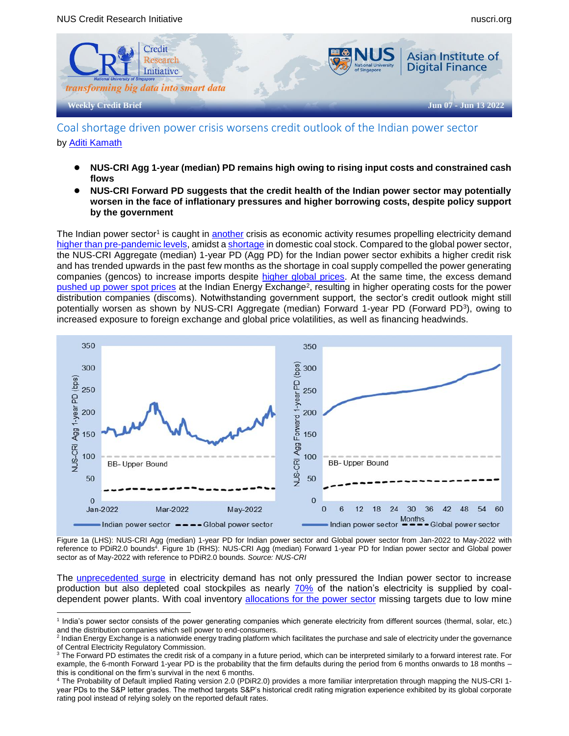# Coal shortage driven power crisis worsens credit outlook of the Indian power sector

by Aditi Kamath

- **NUS-CRI Agg 1-year (median) PD remains high owing to rising input costs and constrained cash flows**
- **NUS-CRI Forward PD suggests that the credit health of the Indian power sector may potentially worsen in the face of inflationary pressures and higher borrowing costs, despite policy support by the government**

The Indian power sector[1] is caught in another crisis as economic activity resumes propelling electricity demand higher than pre-pandemic levels, amidst a shortage in domestic coal stock. Compared to the global power sector, the NUS-CRI Aggregate (median) 1-year PD (Agg PD) for the Indian power sector exhibits a higher credit risk and has trended upwards in the past few months as the shortage in coal supply compelled the power generating companies (gencos) to increase imports despite higher global prices. At the same time, the excess demand pushed up power spot prices at the Indian Energy Exchange[2], resulting in higher operating costs for the power distribution companies (discoms). Notwithstanding government support, the sector's credit outlook might still potentially worsen as shown by NUS-CRI Aggregate (median) Forward 1-year PD (Forward PD[3]), owing to increased exposure to foreign exchange and global price volatilities, as well as financing headwinds.

Figure 1a (LHS): NUS-CRI Agg (median) 1-year PD for Indian power sector and Global power sector from Jan-2022 to May-2022 with reference to PDiR2.0 bounds[4]. Figure 1b (RHS): NUS-CRI Agg (median) Forward 1-year PD for Indian power sector and Global power sector as of May-2022 with reference to PDiR2.0 bounds. *Source: NUS-CRI*

The unprecedented surge in electricity demand has not only pressured the Indian power sector to increase production but also depleted coal stockpiles as nearly 70% of the nation's electricity is supplied by coal-dependent power plants. With coal inventory allocations for the power sector missing targets due to low mine

---

[1] India's power sector consists of the power generating companies which generate electricity from different sources (thermal, solar, etc.) and the distribution companies which sell power to end-consumers.

[2] Indian Energy Exchange is a nationwide energy trading platform which facilitates the purchase and sale of electricity under the governance of Central Electricity Regulatory Commission.

[3] The Forward PD estimates the credit risk of a company in a future period, which can be interpreted similarly to a forward interest rate. For example, the 6-month Forward 1-year PD is the probability that the firm defaults during the period from 6 months onwards to 18 months – this is conditional on the firm's survival in the next 6 months.

[4] The Probability of Default implied Rating version 2.0 (PDiR2.0) provides a more familiar interpretation through mapping the NUS-CRI 1-year PDs to the S&P letter grades. The method targets S&P's historical credit rating migration experience exhibited by its global corporate rating pool instead of relying solely on the reported default rates.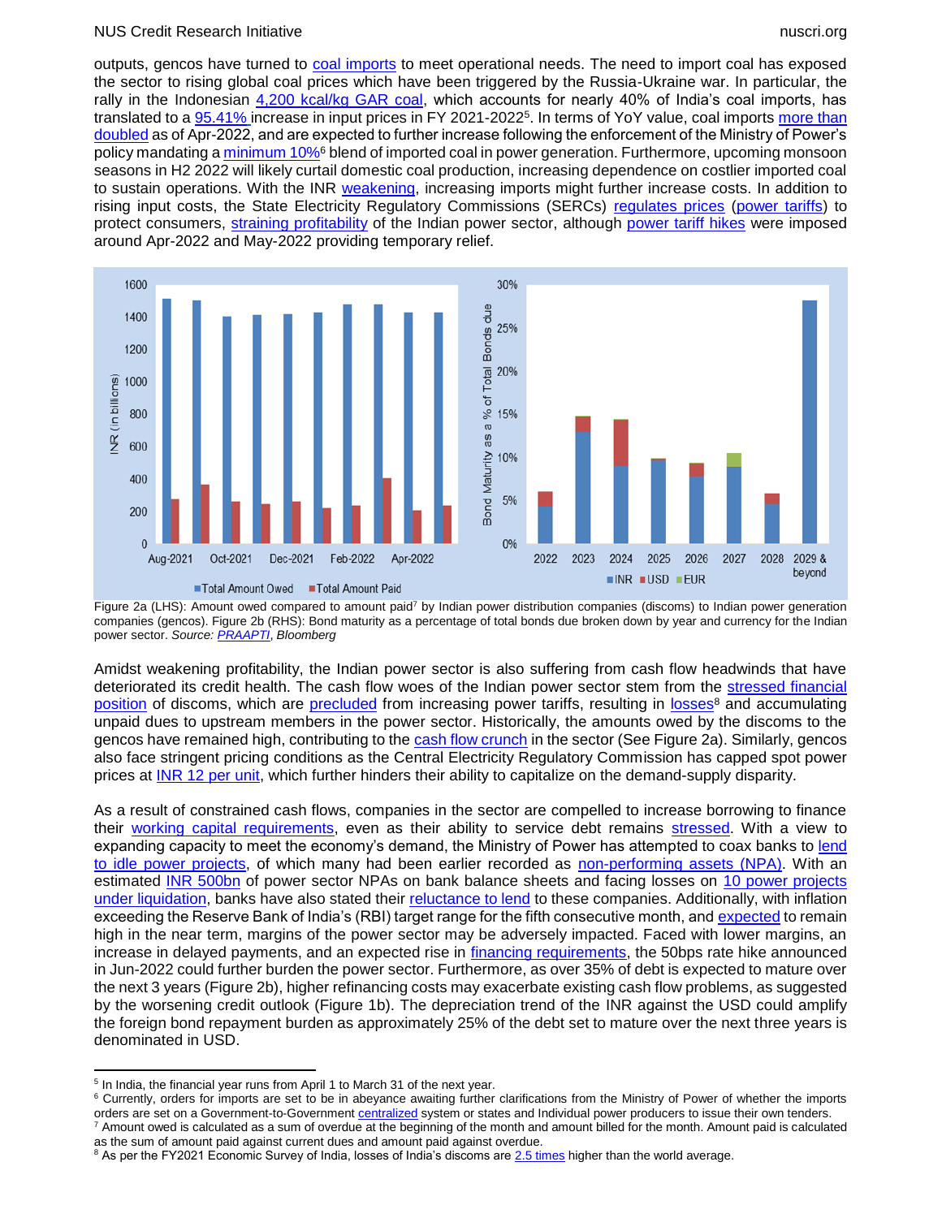outputs, gencos have turned to coal imports to meet operational needs. The need to import coal has exposed the sector to rising global coal prices which have been triggered by the Russia-Ukraine war. In particular, the rally in the Indonesian 4,200 kcal/kg GAR coal, which accounts for nearly 40% of India's coal imports, has translated to a 95.41% increase in input prices in FY 2021-2022[5]. In terms of YoY value, coal imports more than doubled as of Apr-2022, and are expected to further increase following the enforcement of the Ministry of Power's policy mandating a minimum 10%[6] blend of imported coal in power generation. Furthermore, upcoming monsoon seasons in H2 2022 will likely curtail domestic coal production, increasing dependence on costlier imported coal to sustain operations. With the INR weakening, increasing imports might further increase costs. In addition to rising input costs, the State Electricity Regulatory Commissions (SERCs) regulates prices (power tariffs) to protect consumers, straining profitability of the Indian power sector, although power tariff hikes were imposed around Apr-2022 and May-2022 providing temporary relief.

Figure 2a (LHS): Amount owed compared to amount paid[7] by Indian power distribution companies (discoms) to Indian power generation companies (gencos). Figure 2b (RHS): Bond maturity as a percentage of total bonds due broken down by year and currency for the Indian power sector. *Source: PRAAPTI*, Bloomberg

Amidst weakening profitability, the Indian power sector is also suffering from cash flow headwinds that have deteriorated its credit health. The cash flow woes of the Indian power sector stem from the stressed financial position of discoms, which are precluded from increasing power tariffs, resulting in losses[8] and accumulating unpaid dues to upstream members in the power sector. Historically, the amounts owed by the discoms to the gencos have remained high, contributing to the cash flow crunch in the sector (See Figure 2a). Similarly, gencos also face stringent pricing conditions as the Central Electricity Regulatory Commission has capped spot power prices at INR 12 per unit, which further hinders their ability to capitalize on the demand-supply disparity.

As a result of constrained cash flows, companies in the sector are compelled to increase borrowing to finance their working capital requirements, even as their ability to service debt remains stressed. With a view to expanding capacity to meet the economy's demand, the Ministry of Power has attempted to coax banks to lend to idle power projects, of which many had been earlier recorded as non-performing assets (NPA). With an estimated INR 500bn of power sector NPAs on bank balance sheets and facing losses on 10 power projects under liquidation, banks have also stated their reluctance to lend to these companies. Additionally, with inflation exceeding the Reserve Bank of India's (RBI) target range for the fifth consecutive month, and expected to remain high in the near term, margins of the power sector may be adversely impacted. Faced with lower margins, an increase in delayed payments, and an expected rise in financing requirements, the 50bps rate hike announced in Jun-2022 could further burden the power sector. Furthermore, as over 35% of debt is expected to mature over the next 3 years (Figure 2b), higher refinancing costs may exacerbate existing cash flow problems, as suggested by the worsening credit outlook (Figure 1b). The depreciation trend of the INR against the USD could amplify the foreign bond repayment burden as approximately 25% of the debt set to mature over the next three years is denominated in USD.

---

[5] In India, the financial year runs from April 1 to March 31 of the next year.

[6] Currently, orders for imports are set to be in abeyance awaiting further clarifications from the Ministry of Power of whether the imports orders are set on a Government-to-Government centralized system or states and Individual power producers to issue their own tenders.

[7] Amount owed is calculated as a sum of overdue at the beginning of the month and amount billed for the month. Amount paid is calculated as the sum of amount paid against current dues and amount paid against overdue.

[8] As per the FY2021 Economic Survey of India, losses of India's discoms are 2.5 times higher than the world average.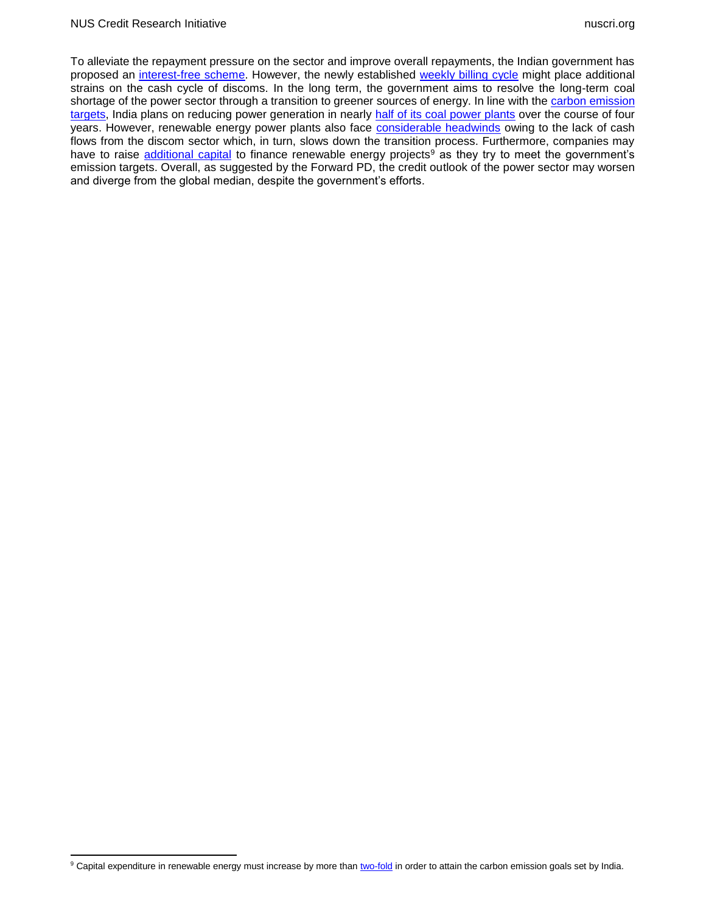To alleviate the repayment pressure on the sector and improve overall repayments, the Indian government has proposed an interest-free scheme. However, the newly established weekly billing cycle might place additional strains on the cash cycle of discoms. In the long term, the government aims to resolve the long-term coal shortage of the power sector through a transition to greener sources of energy. In line with the carbon emission targets, India plans on reducing power generation in nearly half of its coal power plants over the course of four years. However, renewable energy power plants also face considerable headwinds owing to the lack of cash flows from the discom sector which, in turn, slows down the transition process. Furthermore, companies may have to raise additional capital to finance renewable energy projects[9] as they try to meet the government's emission targets. Overall, as suggested by the Forward PD, the credit outlook of the power sector may worsen and diverge from the global median, despite the government's efforts.

[9] Capital expenditure in renewable energy must increase by more than two-fold in order to attain the carbon emission goals set by India.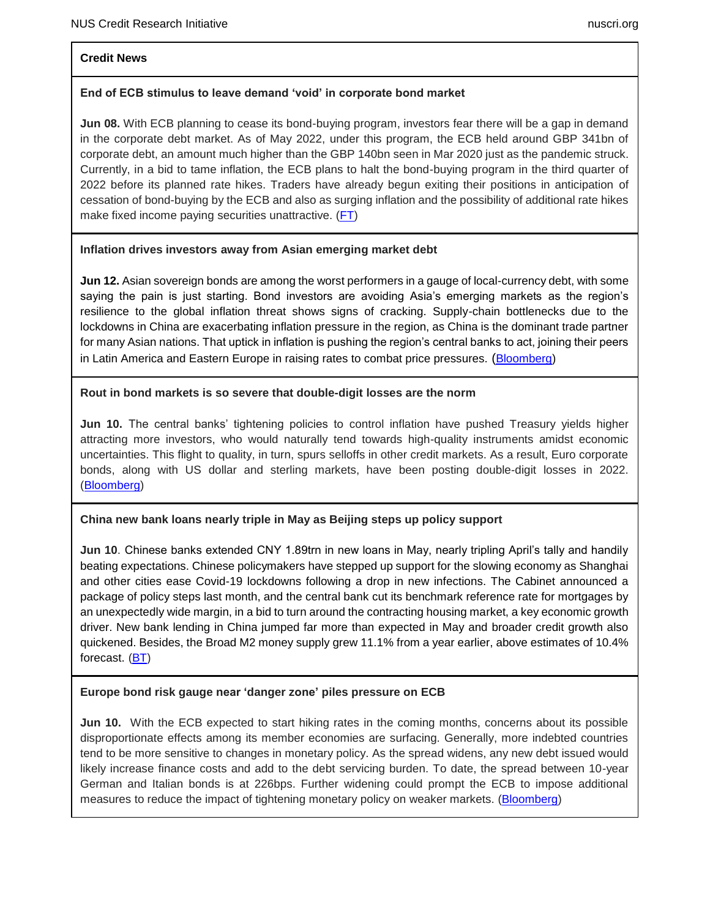## Credit News

### End of ECB stimulus to leave demand 'void' in corporate bond market

**Jun 08.** With ECB planning to cease its bond-buying program, investors fear there will be a gap in demand in the corporate debt market. As of May 2022, under this program, the ECB held around GBP 341bn of corporate debt, an amount much higher than the GBP 140bn seen in Mar 2020 just as the pandemic struck. Currently, in a bid to tame inflation, the ECB plans to halt the bond-buying program in the third quarter of 2022 before its planned rate hikes. Traders have already begun exiting their positions in anticipation of cessation of bond-buying by the ECB and also as surging inflation and the possibility of additional rate hikes make fixed income paying securities unattractive. (FT)

### Inflation drives investors away from Asian emerging market debt

**Jun 12.** Asian sovereign bonds are among the worst performers in a gauge of local-currency debt, with some saying the pain is just starting. Bond investors are avoiding Asia's emerging markets as the region's resilience to the global inflation threat shows signs of cracking. Supply-chain bottlenecks due to the lockdowns in China are exacerbating inflation pressure in the region, as China is the dominant trade partner for many Asian nations. That uptick in inflation is pushing the region's central banks to act, joining their peers in Latin America and Eastern Europe in raising rates to combat price pressures. (Bloomberg)

### Rout in bond markets is so severe that double-digit losses are the norm

**Jun 10.** The central banks' tightening policies to control inflation have pushed Treasury yields higher attracting more investors, who would naturally tend towards high-quality instruments amidst economic uncertainties. This flight to quality, in turn, spurs selloffs in other credit markets. As a result, Euro corporate bonds, along with US dollar and sterling markets, have been posting double-digit losses in 2022. (Bloomberg)

### China new bank loans nearly triple in May as Beijing steps up policy support

**Jun 10**. Chinese banks extended CNY 1.89trn in new loans in May, nearly tripling April's tally and handily beating expectations. Chinese policymakers have stepped up support for the slowing economy as Shanghai and other cities ease Covid-19 lockdowns following a drop in new infections. The Cabinet announced a package of policy steps last month, and the central bank cut its benchmark reference rate for mortgages by an unexpectedly wide margin, in a bid to turn around the contracting housing market, a key economic growth driver. New bank lending in China jumped far more than expected in May and broader credit growth also quickened. Besides, the Broad M2 money supply grew 11.1% from a year earlier, above estimates of 10.4% forecast. (BT)

### Europe bond risk gauge near 'danger zone' piles pressure on ECB

**Jun 10.** With the ECB expected to start hiking rates in the coming months, concerns about its possible disproportionate effects among its member economies are surfacing. Generally, more indebted countries tend to be more sensitive to changes in monetary policy. As the spread widens, any new debt issued would likely increase finance costs and add to the debt servicing burden. To date, the spread between 10-year German and Italian bonds is at 226bps. Further widening could prompt the ECB to impose additional measures to reduce the impact of tightening monetary policy on weaker markets. (Bloomberg)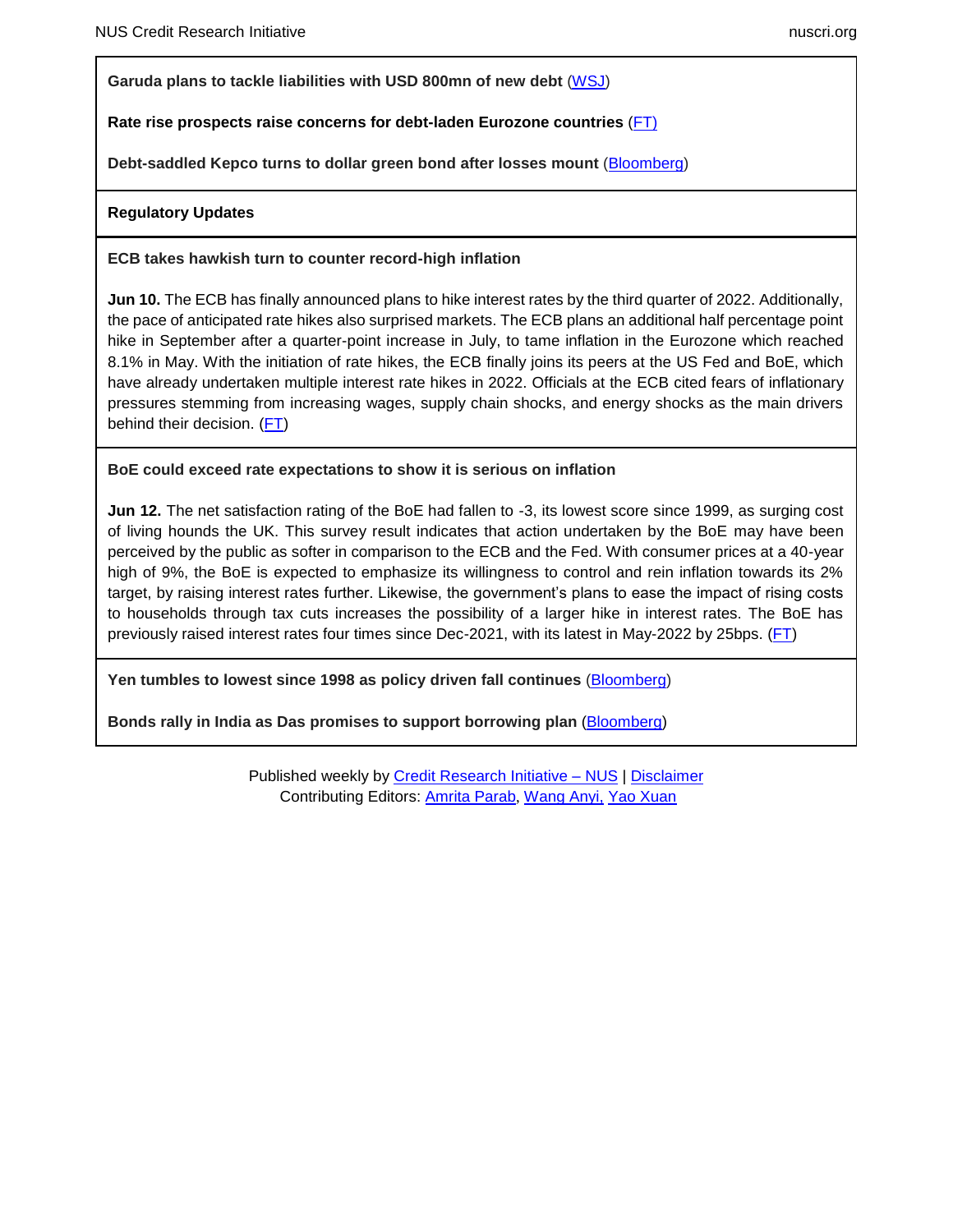**Garuda plans to tackle liabilities with USD 800mn of new debt** (WSJ)

**Rate rise prospects raise concerns for debt-laden Eurozone countries** (FT)

**Debt-saddled Kepco turns to dollar green bond after losses mount** (Bloomberg)

## Regulatory Updates

### ECB takes hawkish turn to counter record-high inflation

**Jun 10.** The ECB has finally announced plans to hike interest rates by the third quarter of 2022. Additionally, the pace of anticipated rate hikes also surprised markets. The ECB plans an additional half percentage point hike in September after a quarter-point increase in July, to tame inflation in the Eurozone which reached 8.1% in May. With the initiation of rate hikes, the ECB finally joins its peers at the US Fed and BoE, which have already undertaken multiple interest rate hikes in 2022. Officials at the ECB cited fears of inflationary pressures stemming from increasing wages, supply chain shocks, and energy shocks as the main drivers behind their decision. (FT)

### BoE could exceed rate expectations to show it is serious on inflation

**Jun 12.** The net satisfaction rating of the BoE had fallen to -3, its lowest score since 1999, as surging cost of living hounds the UK. This survey result indicates that action undertaken by the BoE may have been perceived by the public as softer in comparison to the ECB and the Fed. With consumer prices at a 40-year high of 9%, the BoE is expected to emphasize its willingness to control and rein inflation towards its 2% target, by raising interest rates further. Likewise, the government's plans to ease the impact of rising costs to households through tax cuts increases the possibility of a larger hike in interest rates. The BoE has previously raised interest rates four times since Dec-2021, with its latest in May-2022 by 25bps. (FT)

**Yen tumbles to lowest since 1998 as policy driven fall continues** (Bloomberg)

**Bonds rally in India as Das promises to support borrowing plan** (Bloomberg)

Published weekly by Credit Research Initiative – NUS | Disclaimer
Contributing Editors: Amrita Parab, Wang Anyi, Yao Xuan